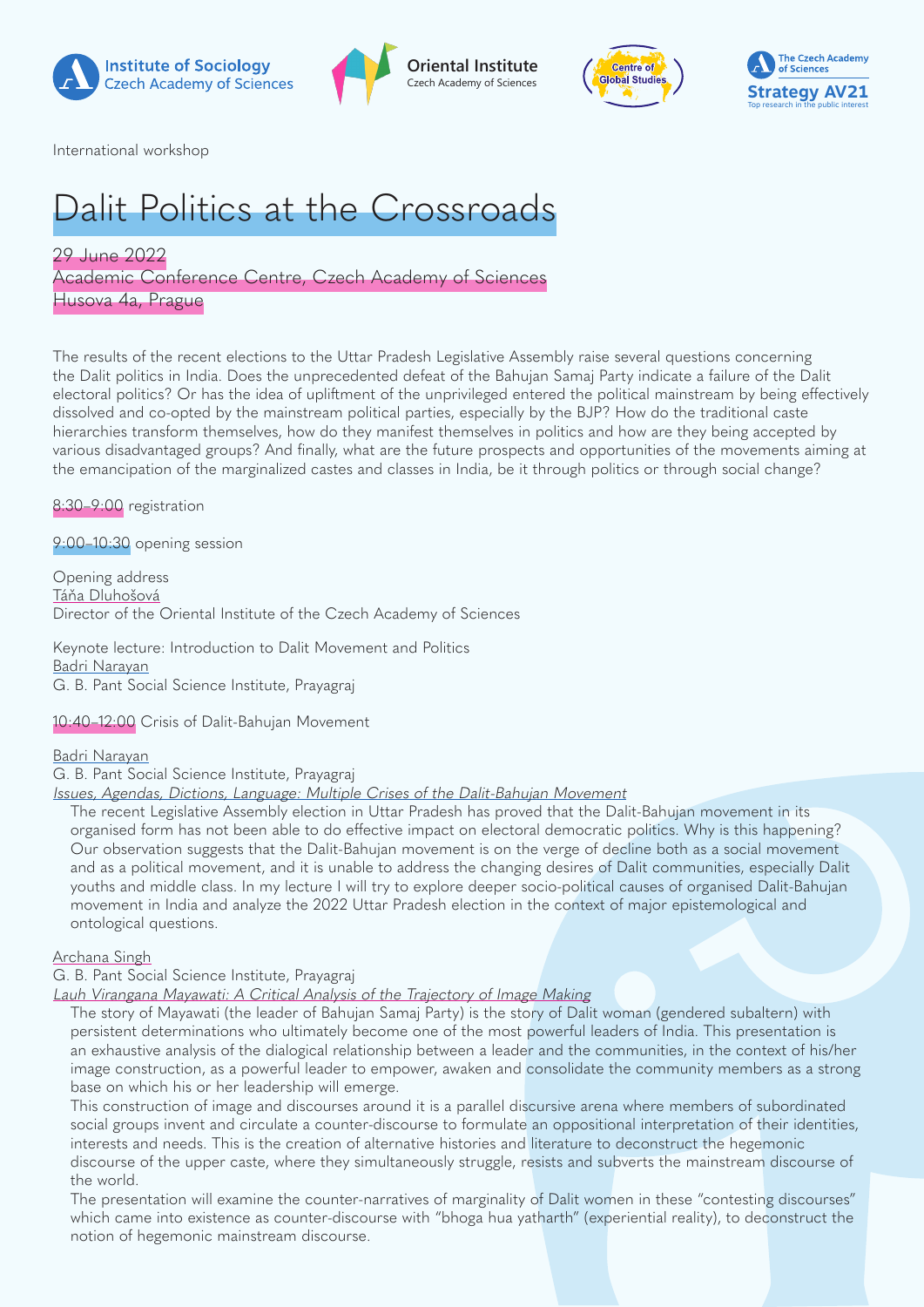Institute of Sociology Czech Academy of Sciences

Oriental Institute Czech Academy of Sciences

Centre of Global Studies

The Czech Academy of Sciences Strategy AV21 Top research in the public interest

International workshop

# Dalit Politics at the Crossroads

29 June 2022
Academic Conference Centre, Czech Academy of Sciences
Husova 4a, Prague

The results of the recent elections to the Uttar Pradesh Legislative Assembly raise several questions concerning the Dalit politics in India. Does the unprecedented defeat of the Bahujan Samaj Party indicate a failure of the Dalit electoral politics? Or has the idea of upliftment of the unprivileged entered the political mainstream by being effectively dissolved and co-opted by the mainstream political parties, especially by the BJP? How do the traditional caste hierarchies transform themselves, how do they manifest themselves in politics and how are they being accepted by various disadvantaged groups? And finally, what are the future prospects and opportunities of the movements aiming at the emancipation of the marginalized castes and classes in India, be it through politics or through social change?

8:30–9:00 registration

9:00–10:30 opening session

Opening address
Táňa Dluhošová
Director of the Oriental Institute of the Czech Academy of Sciences

Keynote lecture: Introduction to Dalit Movement and Politics
Badri Narayan
G. B. Pant Social Science Institute, Prayagraj

10:40–12:00 Crisis of Dalit-Bahujan Movement

Badri Narayan
G. B. Pant Social Science Institute, Prayagraj
*Issues, Agendas, Dictions, Language: Multiple Crises of the Dalit-Bahujan Movement*

The recent Legislative Assembly election in Uttar Pradesh has proved that the Dalit-Bahujan movement in its organised form has not been able to do effective impact on electoral democratic politics. Why is this happening? Our observation suggests that the Dalit-Bahujan movement is on the verge of decline both as a social movement and as a political movement, and it is unable to address the changing desires of Dalit communities, especially Dalit youths and middle class. In my lecture I will try to explore deeper socio-political causes of organised Dalit-Bahujan movement in India and analyze the 2022 Uttar Pradesh election in the context of major epistemological and ontological questions.

Archana Singh
G. B. Pant Social Science Institute, Prayagraj
*Lauh Virangana Mayawati: A Critical Analysis of the Trajectory of Image Making*

The story of Mayawati (the leader of Bahujan Samaj Party) is the story of Dalit woman (gendered subaltern) with persistent determinations who ultimately become one of the most powerful leaders of India. This presentation is an exhaustive analysis of the dialogical relationship between a leader and the communities, in the context of his/her image construction, as a powerful leader to empower, awaken and consolidate the community members as a strong base on which his or her leadership will emerge.

This construction of image and discourses around it is a parallel discursive arena where members of subordinated social groups invent and circulate a counter-discourse to formulate an oppositional interpretation of their identities, interests and needs. This is the creation of alternative histories and literature to deconstruct the hegemonic discourse of the upper caste, where they simultaneously struggle, resists and subverts the mainstream discourse of the world.

The presentation will examine the counter-narratives of marginality of Dalit women in these "contesting discourses" which came into existence as counter-discourse with "bhoga hua yatharth" (experiential reality), to deconstruct the notion of hegemonic mainstream discourse.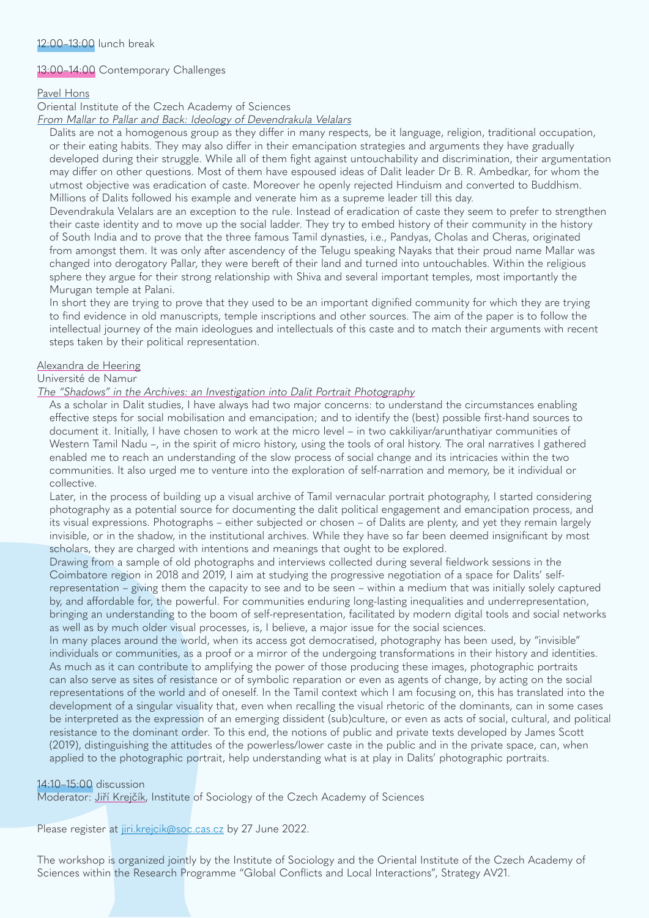12:00–13:00 lunch break

13:00–14:00 Contemporary Challenges

Pavel Hons

Oriental Institute of the Czech Academy of Sciences

*From Mallar to Pallar and Back: Ideology of Devendrakula Velalars*

Dalits are not a homogenous group as they differ in many respects, be it language, religion, traditional occupation, or their eating habits. They may also differ in their emancipation strategies and arguments they have gradually developed during their struggle. While all of them fight against untouchability and discrimination, their argumentation may differ on other questions. Most of them have espoused ideas of Dalit leader Dr B. R. Ambedkar, for whom the utmost objective was eradication of caste. Moreover he openly rejected Hinduism and converted to Buddhism. Millions of Dalits followed his example and venerate him as a supreme leader till this day.

Devendrakula Velalars are an exception to the rule. Instead of eradication of caste they seem to prefer to strengthen their caste identity and to move up the social ladder. They try to embed history of their community in the history of South India and to prove that the three famous Tamil dynasties, i.e., Pandyas, Cholas and Cheras, originated from amongst them. It was only after ascendency of the Telugu speaking Nayaks that their proud name Mallar was changed into derogatory Pallar, they were bereft of their land and turned into untouchables. Within the religious sphere they argue for their strong relationship with Shiva and several important temples, most importantly the Murugan temple at Palani.

In short they are trying to prove that they used to be an important dignified community for which they are trying to find evidence in old manuscripts, temple inscriptions and other sources. The aim of the paper is to follow the intellectual journey of the main ideologues and intellectuals of this caste and to match their arguments with recent steps taken by their political representation.

Alexandra de Heering

Université de Namur

*The "Shadows" in the Archives: an Investigation into Dalit Portrait Photography*

As a scholar in Dalit studies, I have always had two major concerns: to understand the circumstances enabling effective steps for social mobilisation and emancipation; and to identify the (best) possible first-hand sources to document it. Initially, I have chosen to work at the micro level – in two cakkiliyar/arunthatiyar communities of Western Tamil Nadu –, in the spirit of micro history, using the tools of oral history. The oral narratives I gathered enabled me to reach an understanding of the slow process of social change and its intricacies within the two communities. It also urged me to venture into the exploration of self-narration and memory, be it individual or collective.

Later, in the process of building up a visual archive of Tamil vernacular portrait photography, I started considering photography as a potential source for documenting the dalit political engagement and emancipation process, and its visual expressions. Photographs – either subjected or chosen – of Dalits are plenty, and yet they remain largely invisible, or in the shadow, in the institutional archives. While they have so far been deemed insignificant by most scholars, they are charged with intentions and meanings that ought to be explored.

Drawing from a sample of old photographs and interviews collected during several fieldwork sessions in the Coimbatore region in 2018 and 2019, I aim at studying the progressive negotiation of a space for Dalits' self-representation – giving them the capacity to see and to be seen – within a medium that was initially solely captured by, and affordable for, the powerful. For communities enduring long-lasting inequalities and underrepresentation, bringing an understanding to the boom of self-representation, facilitated by modern digital tools and social networks as well as by much older visual processes, is, I believe, a major issue for the social sciences.

In many places around the world, when its access got democratised, photography has been used, by "invisible" individuals or communities, as a proof or a mirror of the undergoing transformations in their history and identities. As much as it can contribute to amplifying the power of those producing these images, photographic portraits can also serve as sites of resistance or of symbolic reparation or even as agents of change, by acting on the social representations of the world and of oneself. In the Tamil context which I am focusing on, this has translated into the development of a singular visuality that, even when recalling the visual rhetoric of the dominants, can in some cases be interpreted as the expression of an emerging dissident (sub)culture, or even as acts of social, cultural, and political resistance to the dominant order. To this end, the notions of public and private texts developed by James Scott (2019), distinguishing the attitudes of the powerless/lower caste in the public and in the private space, can, when applied to the photographic portrait, help understanding what is at play in Dalits' photographic portraits.

14:10–15:00 discussion

Moderator: Jiří Krejčík, Institute of Sociology of the Czech Academy of Sciences

Please register at jiri.krejcik@soc.cas.cz by 27 June 2022.

The workshop is organized jointly by the Institute of Sociology and the Oriental Institute of the Czech Academy of Sciences within the Research Programme "Global Conflicts and Local Interactions", Strategy AV21.